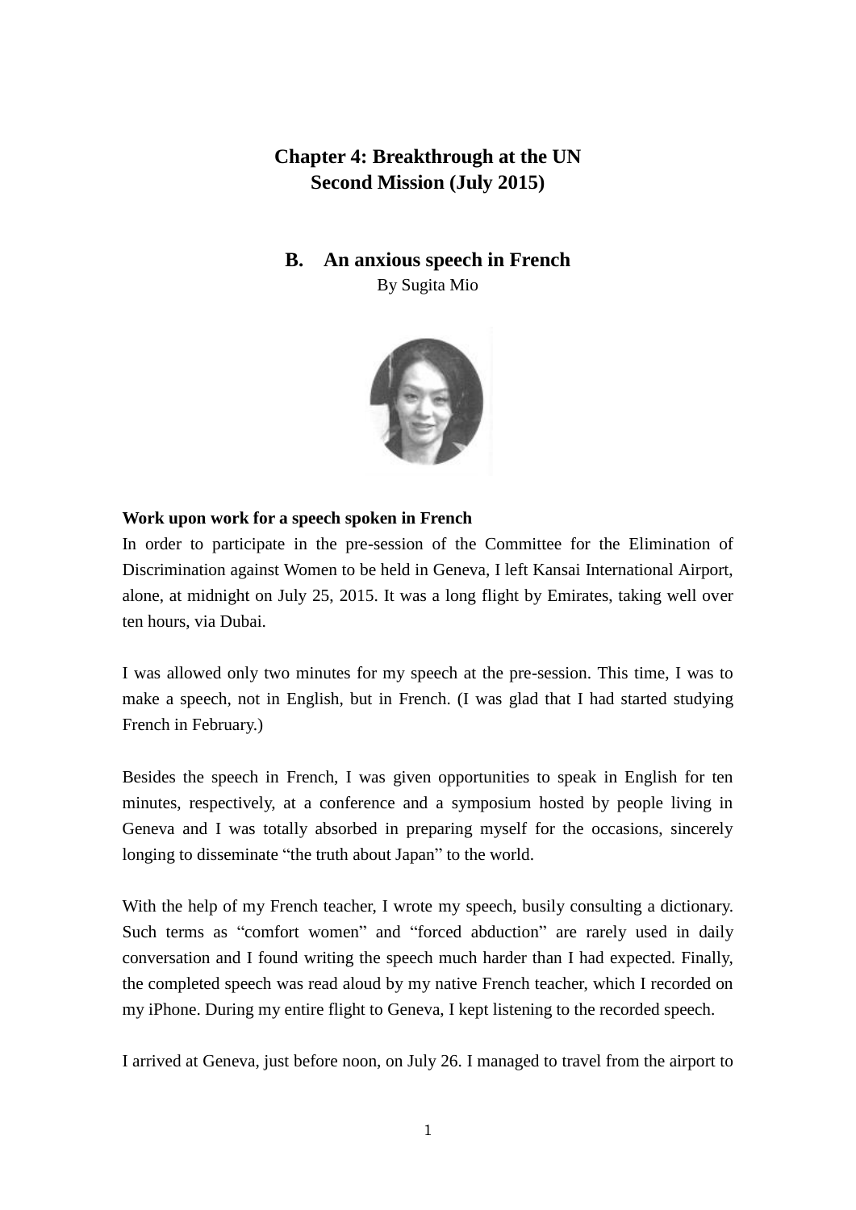# Chapter 4: Breakthrough at the UN
# Second Mission (July 2015)

## B. An anxious speech in French

By Sugita Mio

**Work upon work for a speech spoken in French**

In order to participate in the pre-session of the Committee for the Elimination of Discrimination against Women to be held in Geneva, I left Kansai International Airport, alone, at midnight on July 25, 2015. It was a long flight by Emirates, taking well over ten hours, via Dubai.

I was allowed only two minutes for my speech at the pre-session. This time, I was to make a speech, not in English, but in French. (I was glad that I had started studying French in February.)

Besides the speech in French, I was given opportunities to speak in English for ten minutes, respectively, at a conference and a symposium hosted by people living in Geneva and I was totally absorbed in preparing myself for the occasions, sincerely longing to disseminate "the truth about Japan" to the world.

With the help of my French teacher, I wrote my speech, busily consulting a dictionary. Such terms as "comfort women" and "forced abduction" are rarely used in daily conversation and I found writing the speech much harder than I had expected. Finally, the completed speech was read aloud by my native French teacher, which I recorded on my iPhone. During my entire flight to Geneva, I kept listening to the recorded speech.

I arrived at Geneva, just before noon, on July 26. I managed to travel from the airport to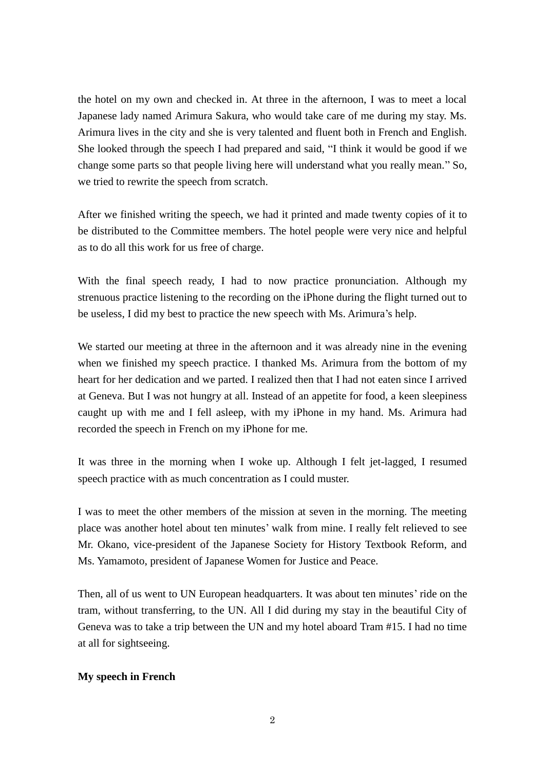the hotel on my own and checked in. At three in the afternoon, I was to meet a local Japanese lady named Arimura Sakura, who would take care of me during my stay. Ms. Arimura lives in the city and she is very talented and fluent both in French and English. She looked through the speech I had prepared and said, "I think it would be good if we change some parts so that people living here will understand what you really mean." So, we tried to rewrite the speech from scratch.

After we finished writing the speech, we had it printed and made twenty copies of it to be distributed to the Committee members. The hotel people were very nice and helpful as to do all this work for us free of charge.

With the final speech ready, I had to now practice pronunciation. Although my strenuous practice listening to the recording on the iPhone during the flight turned out to be useless, I did my best to practice the new speech with Ms. Arimura's help.

We started our meeting at three in the afternoon and it was already nine in the evening when we finished my speech practice. I thanked Ms. Arimura from the bottom of my heart for her dedication and we parted. I realized then that I had not eaten since I arrived at Geneva. But I was not hungry at all. Instead of an appetite for food, a keen sleepiness caught up with me and I fell asleep, with my iPhone in my hand. Ms. Arimura had recorded the speech in French on my iPhone for me.

It was three in the morning when I woke up. Although I felt jet-lagged, I resumed speech practice with as much concentration as I could muster.

I was to meet the other members of the mission at seven in the morning. The meeting place was another hotel about ten minutes' walk from mine. I really felt relieved to see Mr. Okano, vice-president of the Japanese Society for History Textbook Reform, and Ms. Yamamoto, president of Japanese Women for Justice and Peace.

Then, all of us went to UN European headquarters. It was about ten minutes' ride on the tram, without transferring, to the UN. All I did during my stay in the beautiful City of Geneva was to take a trip between the UN and my hotel aboard Tram #15. I had no time at all for sightseeing.

**My speech in French**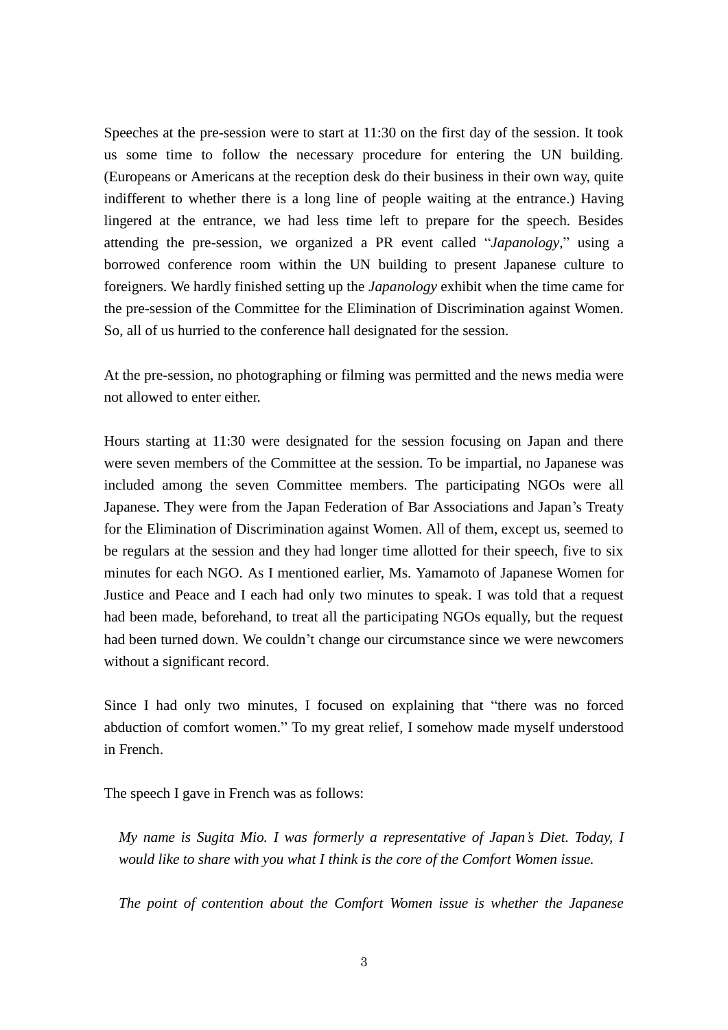Speeches at the pre-session were to start at 11:30 on the first day of the session. It took us some time to follow the necessary procedure for entering the UN building. (Europeans or Americans at the reception desk do their business in their own way, quite indifferent to whether there is a long line of people waiting at the entrance.) Having lingered at the entrance, we had less time left to prepare for the speech. Besides attending the pre-session, we organized a PR event called "*Japanology*," using a borrowed conference room within the UN building to present Japanese culture to foreigners. We hardly finished setting up the *Japanology* exhibit when the time came for the pre-session of the Committee for the Elimination of Discrimination against Women. So, all of us hurried to the conference hall designated for the session.

At the pre-session, no photographing or filming was permitted and the news media were not allowed to enter either.

Hours starting at 11:30 were designated for the session focusing on Japan and there were seven members of the Committee at the session. To be impartial, no Japanese was included among the seven Committee members. The participating NGOs were all Japanese. They were from the Japan Federation of Bar Associations and Japan's Treaty for the Elimination of Discrimination against Women. All of them, except us, seemed to be regulars at the session and they had longer time allotted for their speech, five to six minutes for each NGO. As I mentioned earlier, Ms. Yamamoto of Japanese Women for Justice and Peace and I each had only two minutes to speak. I was told that a request had been made, beforehand, to treat all the participating NGOs equally, but the request had been turned down. We couldn't change our circumstance since we were newcomers without a significant record.

Since I had only two minutes, I focused on explaining that "there was no forced abduction of comfort women." To my great relief, I somehow made myself understood in French.

The speech I gave in French was as follows:

> *My name is Sugita Mio. I was formerly a representative of Japan's Diet. Today, I would like to share with you what I think is the core of the Comfort Women issue.*
>
> *The point of contention about the Comfort Women issue is whether the Japanese*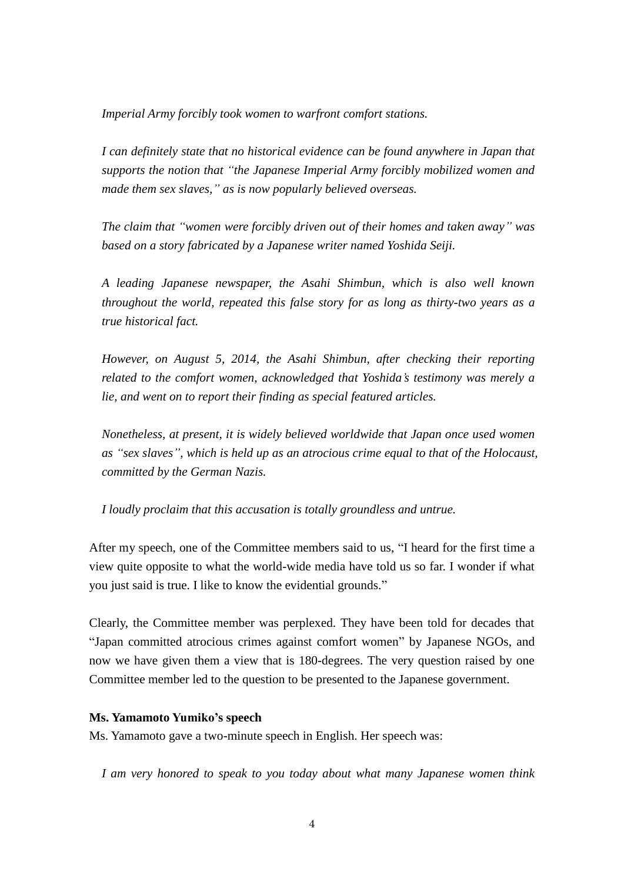*Imperial Army forcibly took women to warfront comfort stations.*

*I can definitely state that no historical evidence can be found anywhere in Japan that supports the notion that "the Japanese Imperial Army forcibly mobilized women and made them sex slaves," as is now popularly believed overseas.*

*The claim that "women were forcibly driven out of their homes and taken away" was based on a story fabricated by a Japanese writer named Yoshida Seiji.*

*A leading Japanese newspaper, the Asahi Shimbun, which is also well known throughout the world, repeated this false story for as long as thirty-two years as a true historical fact.*

*However, on August 5, 2014, the Asahi Shimbun, after checking their reporting related to the comfort women, acknowledged that Yoshida's testimony was merely a lie, and went on to report their finding as special featured articles.*

*Nonetheless, at present, it is widely believed worldwide that Japan once used women as "sex slaves", which is held up as an atrocious crime equal to that of the Holocaust, committed by the German Nazis.*

*I loudly proclaim that this accusation is totally groundless and untrue.*

After my speech, one of the Committee members said to us, "I heard for the first time a view quite opposite to what the world-wide media have told us so far. I wonder if what you just said is true. I like to know the evidential grounds."

Clearly, the Committee member was perplexed. They have been told for decades that "Japan committed atrocious crimes against comfort women" by Japanese NGOs, and now we have given them a view that is 180-degrees. The very question raised by one Committee member led to the question to be presented to the Japanese government.

**Ms. Yamamoto Yumiko's speech**

Ms. Yamamoto gave a two-minute speech in English. Her speech was:

*I am very honored to speak to you today about what many Japanese women think*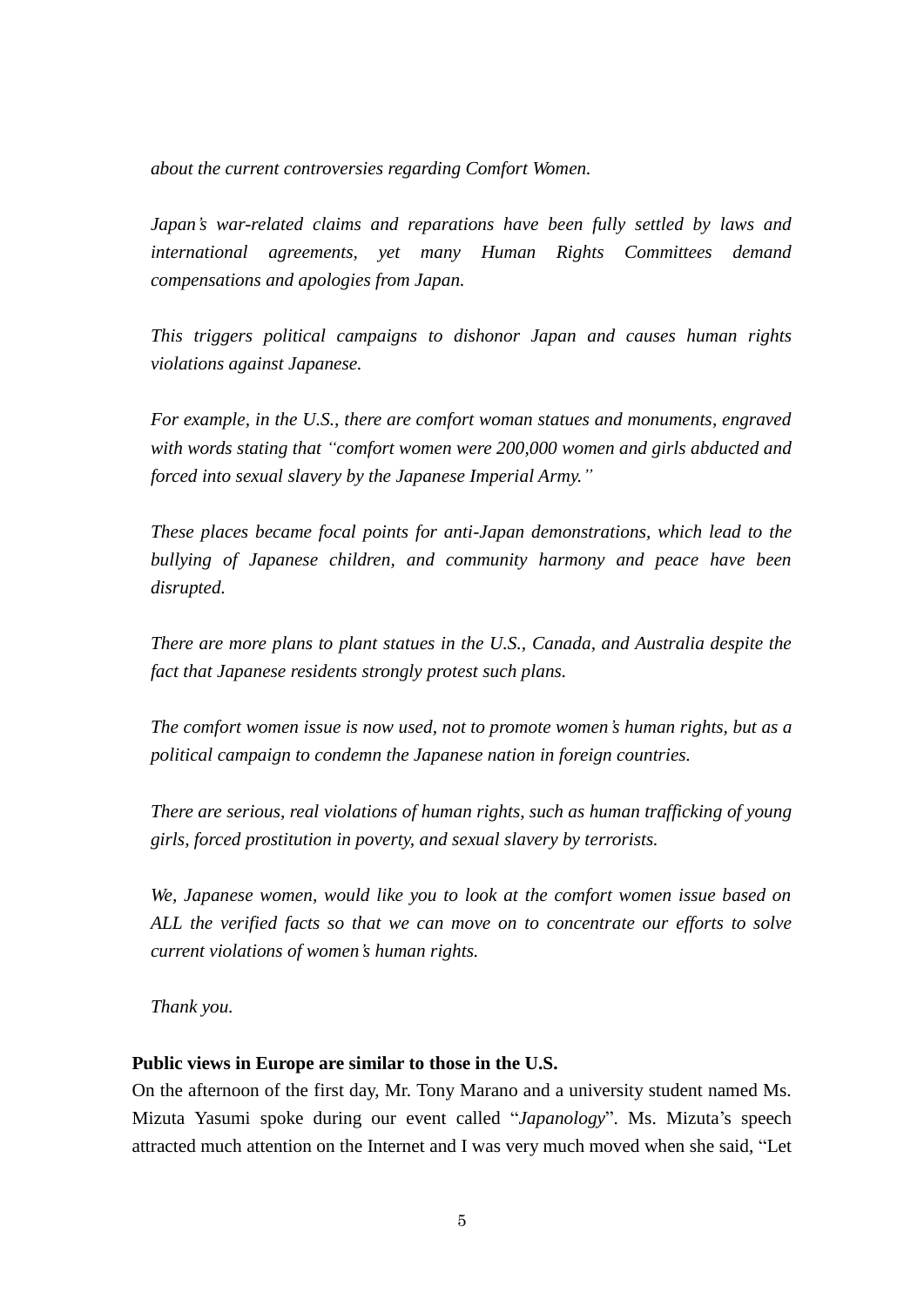*about the current controversies regarding Comfort Women.*

*Japan's war-related claims and reparations have been fully settled by laws and international agreements, yet many Human Rights Committees demand compensations and apologies from Japan.*

*This triggers political campaigns to dishonor Japan and causes human rights violations against Japanese.*

*For example, in the U.S., there are comfort woman statues and monuments, engraved with words stating that "comfort women were 200,000 women and girls abducted and forced into sexual slavery by the Japanese Imperial Army."*

*These places became focal points for anti-Japan demonstrations, which lead to the bullying of Japanese children, and community harmony and peace have been disrupted.*

*There are more plans to plant statues in the U.S., Canada, and Australia despite the fact that Japanese residents strongly protest such plans.*

*The comfort women issue is now used, not to promote women's human rights, but as a political campaign to condemn the Japanese nation in foreign countries.*

*There are serious, real violations of human rights, such as human trafficking of young girls, forced prostitution in poverty, and sexual slavery by terrorists.*

*We, Japanese women, would like you to look at the comfort women issue based on ALL the verified facts so that we can move on to concentrate our efforts to solve current violations of women's human rights.*

*Thank you.*

**Public views in Europe are similar to those in the U.S.**

On the afternoon of the first day, Mr. Tony Marano and a university student named Ms. Mizuta Yasumi spoke during our event called "*Japanology*". Ms. Mizuta's speech attracted much attention on the Internet and I was very much moved when she said, "Let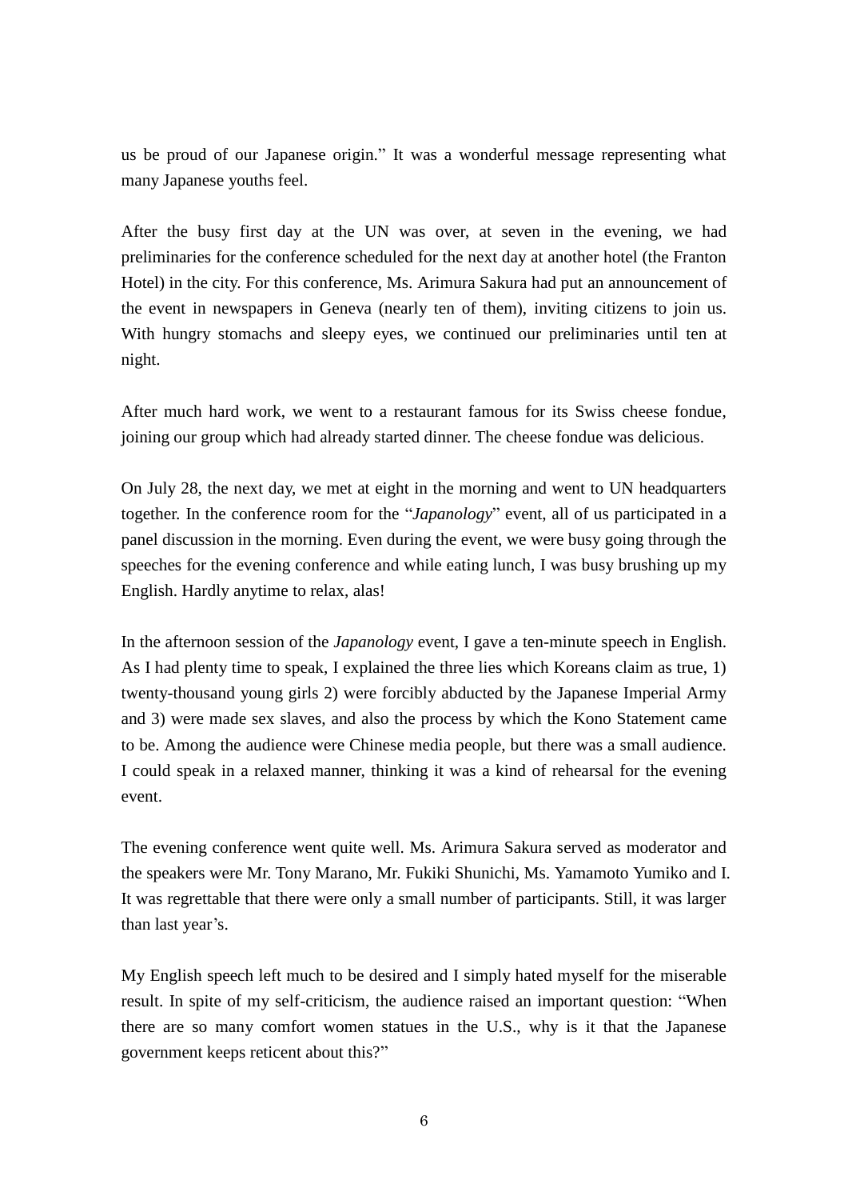us be proud of our Japanese origin." It was a wonderful message representing what many Japanese youths feel.

After the busy first day at the UN was over, at seven in the evening, we had preliminaries for the conference scheduled for the next day at another hotel (the Franton Hotel) in the city. For this conference, Ms. Arimura Sakura had put an announcement of the event in newspapers in Geneva (nearly ten of them), inviting citizens to join us. With hungry stomachs and sleepy eyes, we continued our preliminaries until ten at night.

After much hard work, we went to a restaurant famous for its Swiss cheese fondue, joining our group which had already started dinner. The cheese fondue was delicious.

On July 28, the next day, we met at eight in the morning and went to UN headquarters together. In the conference room for the "*Japanology*" event, all of us participated in a panel discussion in the morning. Even during the event, we were busy going through the speeches for the evening conference and while eating lunch, I was busy brushing up my English. Hardly anytime to relax, alas!

In the afternoon session of the *Japanology* event, I gave a ten-minute speech in English. As I had plenty time to speak, I explained the three lies which Koreans claim as true, 1) twenty-thousand young girls 2) were forcibly abducted by the Japanese Imperial Army and 3) were made sex slaves, and also the process by which the Kono Statement came to be. Among the audience were Chinese media people, but there was a small audience. I could speak in a relaxed manner, thinking it was a kind of rehearsal for the evening event.

The evening conference went quite well. Ms. Arimura Sakura served as moderator and the speakers were Mr. Tony Marano, Mr. Fukiki Shunichi, Ms. Yamamoto Yumiko and I. It was regrettable that there were only a small number of participants. Still, it was larger than last year's.

My English speech left much to be desired and I simply hated myself for the miserable result. In spite of my self-criticism, the audience raised an important question: "When there are so many comfort women statues in the U.S., why is it that the Japanese government keeps reticent about this?"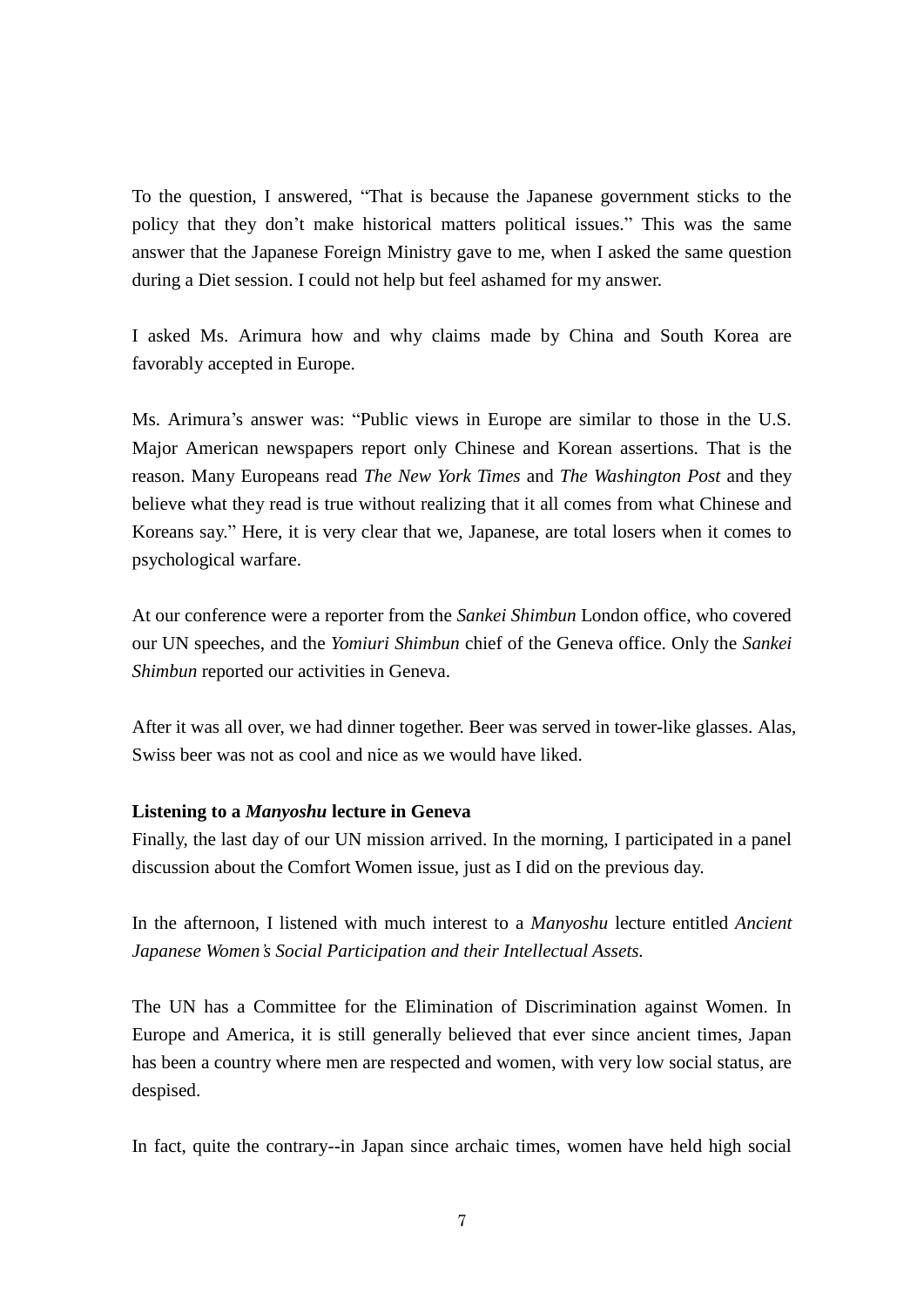To the question, I answered, “That is because the Japanese government sticks to the policy that they don’t make historical matters political issues.” This was the same answer that the Japanese Foreign Ministry gave to me, when I asked the same question during a Diet session. I could not help but feel ashamed for my answer.

I asked Ms. Arimura how and why claims made by China and South Korea are favorably accepted in Europe.

Ms. Arimura’s answer was: “Public views in Europe are similar to those in the U.S. Major American newspapers report only Chinese and Korean assertions. That is the reason. Many Europeans read *The New York Times* and *The Washington Post* and they believe what they read is true without realizing that it all comes from what Chinese and Koreans say.” Here, it is very clear that we, Japanese, are total losers when it comes to psychological warfare.

At our conference were a reporter from the *Sankei Shimbun* London office, who covered our UN speeches, and the *Yomiuri Shimbun* chief of the Geneva office. Only the *Sankei Shimbun* reported our activities in Geneva.

After it was all over, we had dinner together. Beer was served in tower-like glasses. Alas, Swiss beer was not as cool and nice as we would have liked.

**Listening to a *Manyoshu* lecture in Geneva**

Finally, the last day of our UN mission arrived. In the morning, I participated in a panel discussion about the Comfort Women issue, just as I did on the previous day.

In the afternoon, I listened with much interest to a *Manyoshu* lecture entitled *Ancient Japanese Women’s Social Participation and their Intellectual Assets.*

The UN has a Committee for the Elimination of Discrimination against Women. In Europe and America, it is still generally believed that ever since ancient times, Japan has been a country where men are respected and women, with very low social status, are despised.

In fact, quite the contrary--in Japan since archaic times, women have held high social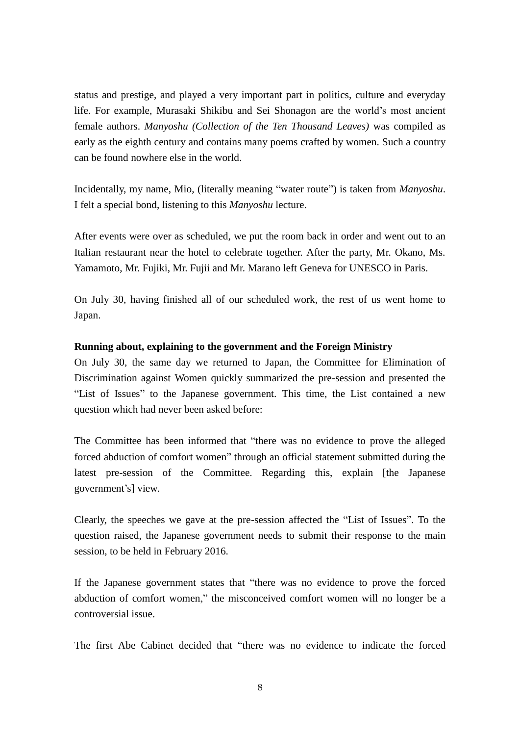status and prestige, and played a very important part in politics, culture and everyday life. For example, Murasaki Shikibu and Sei Shonagon are the world's most ancient female authors. *Manyoshu (Collection of the Ten Thousand Leaves)* was compiled as early as the eighth century and contains many poems crafted by women. Such a country can be found nowhere else in the world.

Incidentally, my name, Mio, (literally meaning "water route") is taken from *Manyoshu*. I felt a special bond, listening to this *Manyoshu* lecture.

After events were over as scheduled, we put the room back in order and went out to an Italian restaurant near the hotel to celebrate together. After the party, Mr. Okano, Ms. Yamamoto, Mr. Fujiki, Mr. Fujii and Mr. Marano left Geneva for UNESCO in Paris.

On July 30, having finished all of our scheduled work, the rest of us went home to Japan.

**Running about, explaining to the government and the Foreign Ministry**

On July 30, the same day we returned to Japan, the Committee for Elimination of Discrimination against Women quickly summarized the pre-session and presented the "List of Issues" to the Japanese government. This time, the List contained a new question which had never been asked before:

The Committee has been informed that "there was no evidence to prove the alleged forced abduction of comfort women" through an official statement submitted during the latest pre-session of the Committee. Regarding this, explain [the Japanese government's] view.

Clearly, the speeches we gave at the pre-session affected the "List of Issues". To the question raised, the Japanese government needs to submit their response to the main session, to be held in February 2016.

If the Japanese government states that "there was no evidence to prove the forced abduction of comfort women," the misconceived comfort women will no longer be a controversial issue.

The first Abe Cabinet decided that "there was no evidence to indicate the forced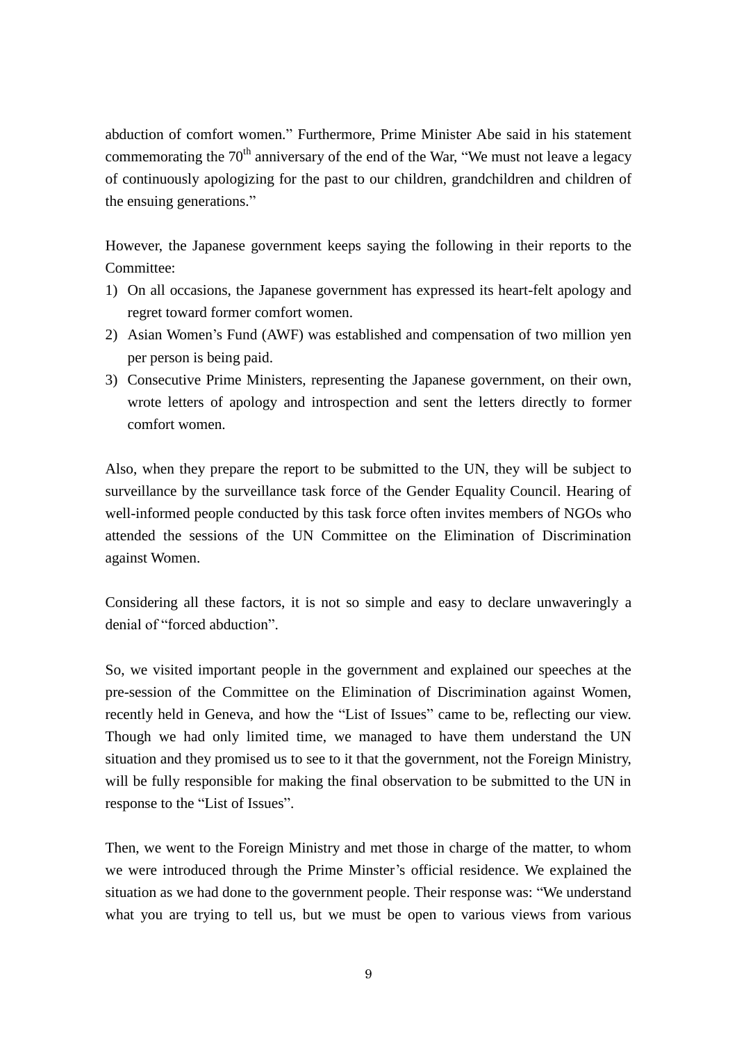abduction of comfort women." Furthermore, Prime Minister Abe said in his statement commemorating the 70th anniversary of the end of the War, "We must not leave a legacy of continuously apologizing for the past to our children, grandchildren and children of the ensuing generations."

However, the Japanese government keeps saying the following in their reports to the Committee:

1) On all occasions, the Japanese government has expressed its heart-felt apology and regret toward former comfort women.
2) Asian Women's Fund (AWF) was established and compensation of two million yen per person is being paid.
3) Consecutive Prime Ministers, representing the Japanese government, on their own, wrote letters of apology and introspection and sent the letters directly to former comfort women.

Also, when they prepare the report to be submitted to the UN, they will be subject to surveillance by the surveillance task force of the Gender Equality Council. Hearing of well-informed people conducted by this task force often invites members of NGOs who attended the sessions of the UN Committee on the Elimination of Discrimination against Women.

Considering all these factors, it is not so simple and easy to declare unwaveringly a denial of "forced abduction".

So, we visited important people in the government and explained our speeches at the pre-session of the Committee on the Elimination of Discrimination against Women, recently held in Geneva, and how the "List of Issues" came to be, reflecting our view. Though we had only limited time, we managed to have them understand the UN situation and they promised us to see to it that the government, not the Foreign Ministry, will be fully responsible for making the final observation to be submitted to the UN in response to the "List of Issues".

Then, we went to the Foreign Ministry and met those in charge of the matter, to whom we were introduced through the Prime Minster's official residence. We explained the situation as we had done to the government people. Their response was: "We understand what you are trying to tell us, but we must be open to various views from various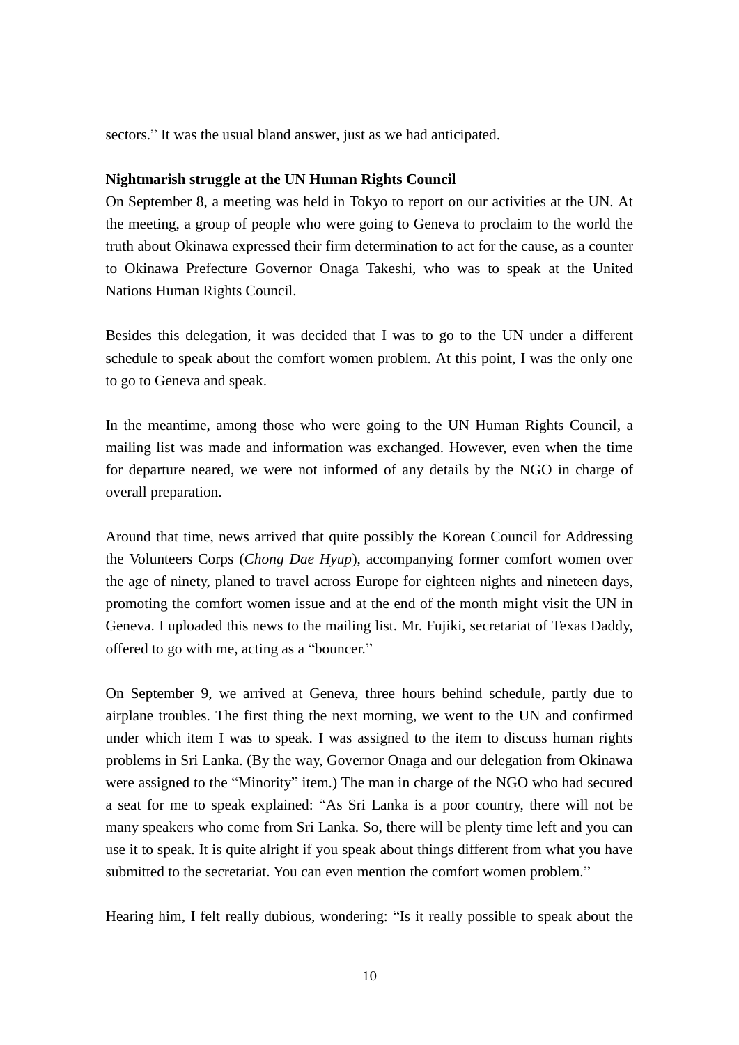sectors." It was the usual bland answer, just as we had anticipated.

**Nightmarish struggle at the UN Human Rights Council**

On September 8, a meeting was held in Tokyo to report on our activities at the UN. At the meeting, a group of people who were going to Geneva to proclaim to the world the truth about Okinawa expressed their firm determination to act for the cause, as a counter to Okinawa Prefecture Governor Onaga Takeshi, who was to speak at the United Nations Human Rights Council.

Besides this delegation, it was decided that I was to go to the UN under a different schedule to speak about the comfort women problem. At this point, I was the only one to go to Geneva and speak.

In the meantime, among those who were going to the UN Human Rights Council, a mailing list was made and information was exchanged. However, even when the time for departure neared, we were not informed of any details by the NGO in charge of overall preparation.

Around that time, news arrived that quite possibly the Korean Council for Addressing the Volunteers Corps (*Chong Dae Hyup*), accompanying former comfort women over the age of ninety, planed to travel across Europe for eighteen nights and nineteen days, promoting the comfort women issue and at the end of the month might visit the UN in Geneva. I uploaded this news to the mailing list. Mr. Fujiki, secretariat of Texas Daddy, offered to go with me, acting as a "bouncer."

On September 9, we arrived at Geneva, three hours behind schedule, partly due to airplane troubles. The first thing the next morning, we went to the UN and confirmed under which item I was to speak. I was assigned to the item to discuss human rights problems in Sri Lanka. (By the way, Governor Onaga and our delegation from Okinawa were assigned to the "Minority" item.) The man in charge of the NGO who had secured a seat for me to speak explained: "As Sri Lanka is a poor country, there will not be many speakers who come from Sri Lanka. So, there will be plenty time left and you can use it to speak. It is quite alright if you speak about things different from what you have submitted to the secretariat. You can even mention the comfort women problem."

Hearing him, I felt really dubious, wondering: "Is it really possible to speak about the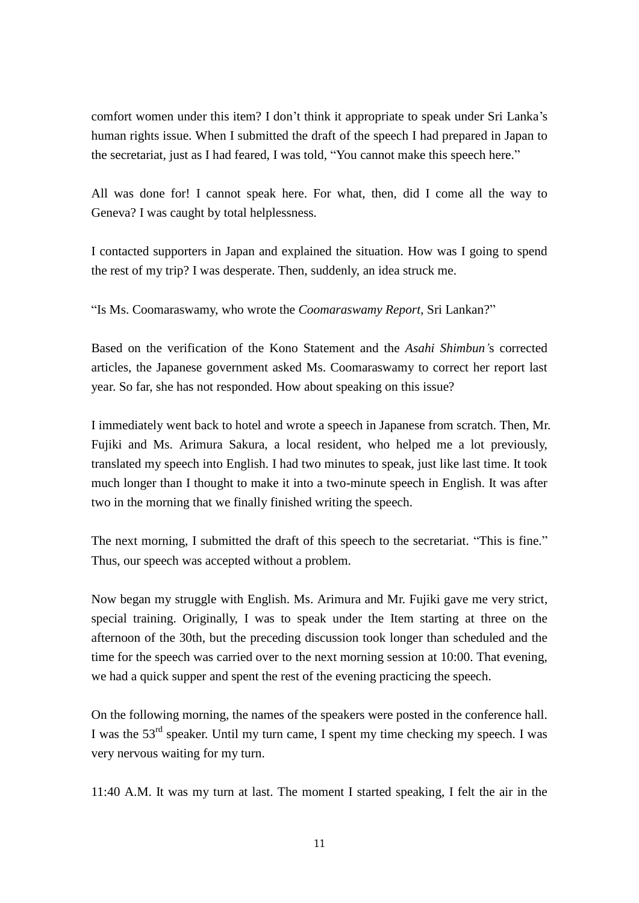comfort women under this item? I don't think it appropriate to speak under Sri Lanka's human rights issue. When I submitted the draft of the speech I had prepared in Japan to the secretariat, just as I had feared, I was told, "You cannot make this speech here."

All was done for! I cannot speak here. For what, then, did I come all the way to Geneva? I was caught by total helplessness.

I contacted supporters in Japan and explained the situation. How was I going to spend the rest of my trip? I was desperate. Then, suddenly, an idea struck me.

"Is Ms. Coomaraswamy, who wrote the *Coomaraswamy Report*, Sri Lankan?"

Based on the verification of the Kono Statement and the *Asahi Shimbun'*s corrected articles, the Japanese government asked Ms. Coomaraswamy to correct her report last year. So far, she has not responded. How about speaking on this issue?

I immediately went back to hotel and wrote a speech in Japanese from scratch. Then, Mr. Fujiki and Ms. Arimura Sakura, a local resident, who helped me a lot previously, translated my speech into English. I had two minutes to speak, just like last time. It took much longer than I thought to make it into a two-minute speech in English. It was after two in the morning that we finally finished writing the speech.

The next morning, I submitted the draft of this speech to the secretariat. "This is fine." Thus, our speech was accepted without a problem.

Now began my struggle with English. Ms. Arimura and Mr. Fujiki gave me very strict, special training. Originally, I was to speak under the Item starting at three on the afternoon of the 30th, but the preceding discussion took longer than scheduled and the time for the speech was carried over to the next morning session at 10:00. That evening, we had a quick supper and spent the rest of the evening practicing the speech.

On the following morning, the names of the speakers were posted in the conference hall. I was the 53rd speaker. Until my turn came, I spent my time checking my speech. I was very nervous waiting for my turn.

11:40 A.M. It was my turn at last. The moment I started speaking, I felt the air in the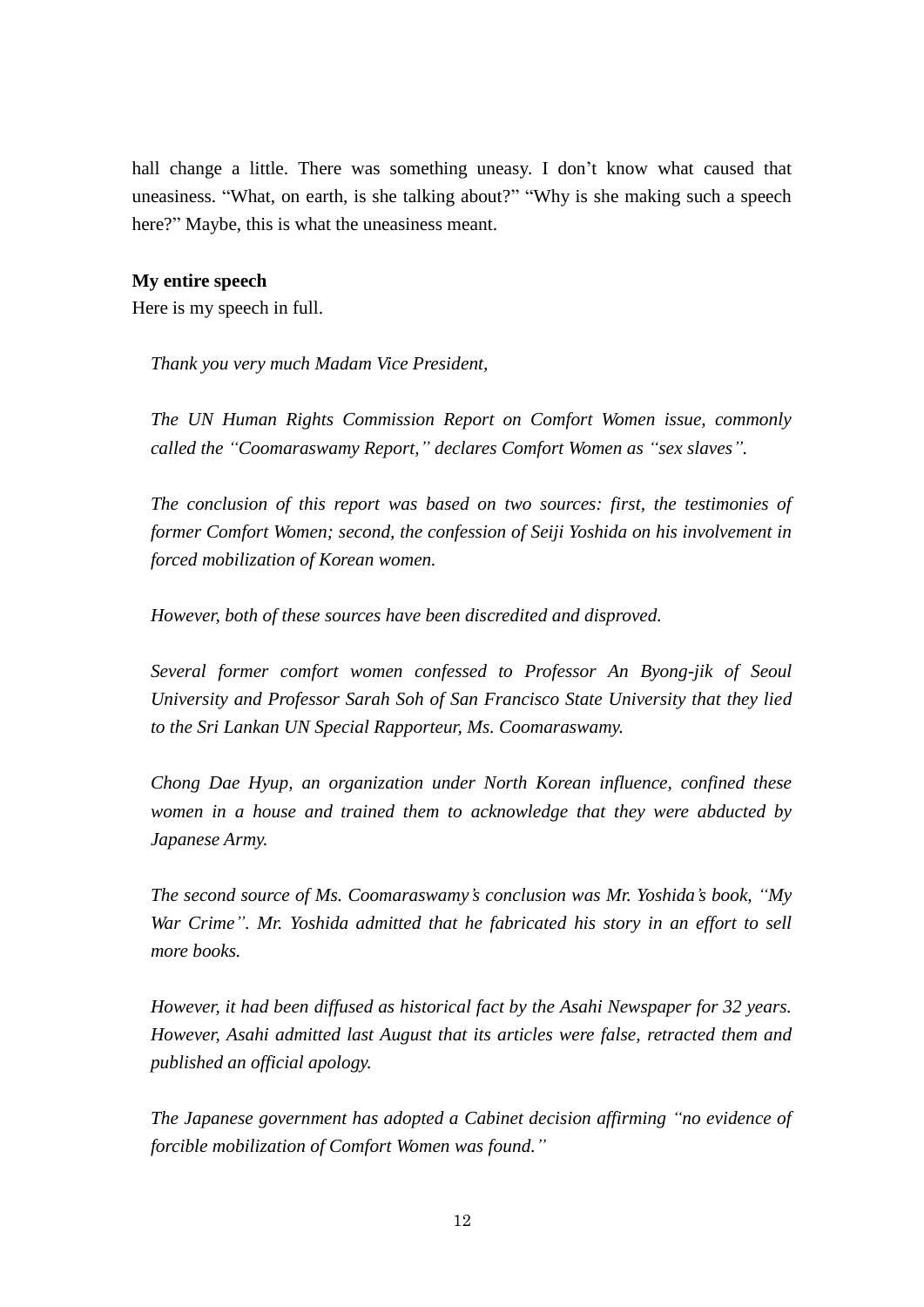hall change a little. There was something uneasy. I don't know what caused that uneasiness. "What, on earth, is she talking about?" "Why is she making such a speech here?" Maybe, this is what the uneasiness meant.

**My entire speech**

Here is my speech in full.

> *Thank you very much Madam Vice President,*
>
> *The UN Human Rights Commission Report on Comfort Women issue, commonly called the "Coomaraswamy Report," declares Comfort Women as "sex slaves".*
>
> *The conclusion of this report was based on two sources: first, the testimonies of former Comfort Women; second, the confession of Seiji Yoshida on his involvement in forced mobilization of Korean women.*
>
> *However, both of these sources have been discredited and disproved.*
>
> *Several former comfort women confessed to Professor An Byong-jik of Seoul University and Professor Sarah Soh of San Francisco State University that they lied to the Sri Lankan UN Special Rapporteur, Ms. Coomaraswamy.*
>
> *Chong Dae Hyup, an organization under North Korean influence, confined these women in a house and trained them to acknowledge that they were abducted by Japanese Army.*
>
> *The second source of Ms. Coomaraswamy's conclusion was Mr. Yoshida's book, "My War Crime". Mr. Yoshida admitted that he fabricated his story in an effort to sell more books.*
>
> *However, it had been diffused as historical fact by the Asahi Newspaper for 32 years. However, Asahi admitted last August that its articles were false, retracted them and published an official apology.*
>
> *The Japanese government has adopted a Cabinet decision affirming "no evidence of forcible mobilization of Comfort Women was found."*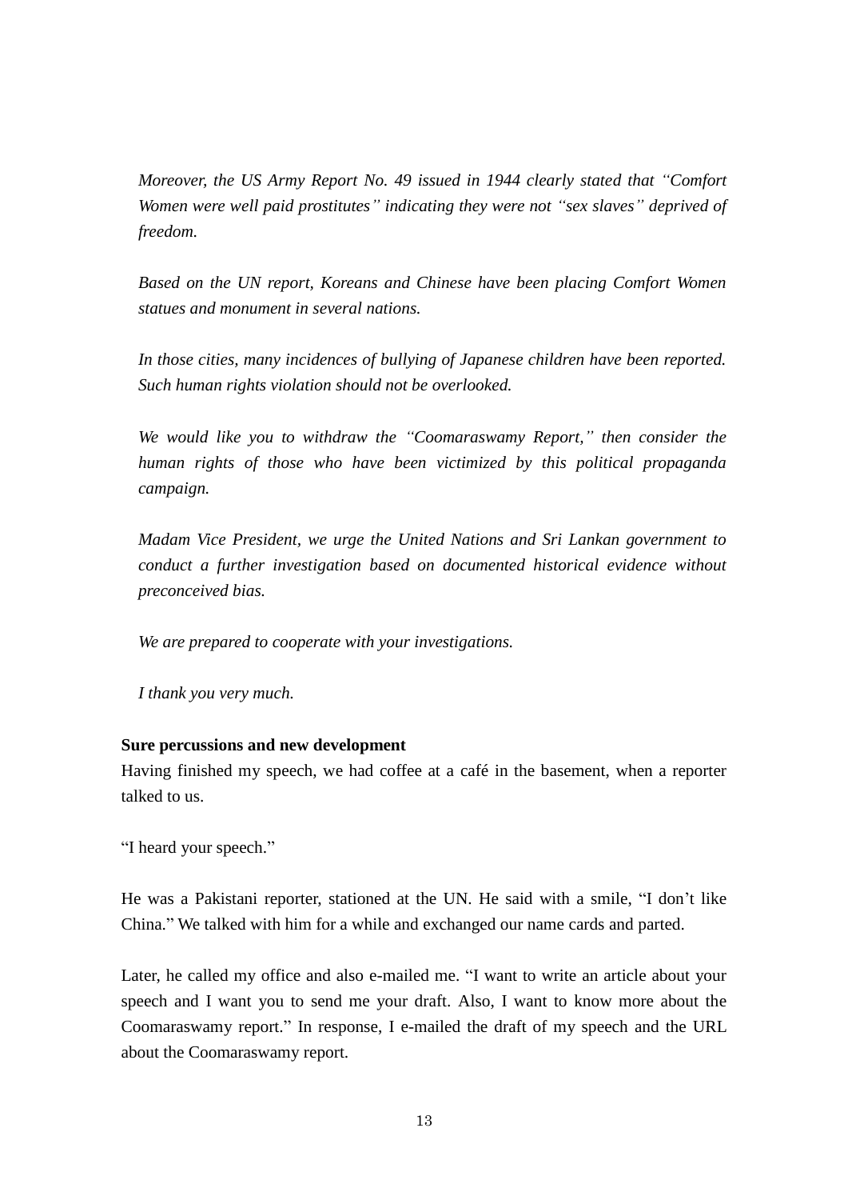*Moreover, the US Army Report No. 49 issued in 1944 clearly stated that "Comfort Women were well paid prostitutes" indicating they were not "sex slaves" deprived of freedom.*

*Based on the UN report, Koreans and Chinese have been placing Comfort Women statues and monument in several nations.*

*In those cities, many incidences of bullying of Japanese children have been reported. Such human rights violation should not be overlooked.*

*We would like you to withdraw the "Coomaraswamy Report," then consider the human rights of those who have been victimized by this political propaganda campaign.*

*Madam Vice President, we urge the United Nations and Sri Lankan government to conduct a further investigation based on documented historical evidence without preconceived bias.*

*We are prepared to cooperate with your investigations.*

*I thank you very much.*

**Sure percussions and new development**

Having finished my speech, we had coffee at a café in the basement, when a reporter talked to us.

"I heard your speech."

He was a Pakistani reporter, stationed at the UN. He said with a smile, "I don't like China." We talked with him for a while and exchanged our name cards and parted.

Later, he called my office and also e-mailed me. "I want to write an article about your speech and I want you to send me your draft. Also, I want to know more about the Coomaraswamy report." In response, I e-mailed the draft of my speech and the URL about the Coomaraswamy report.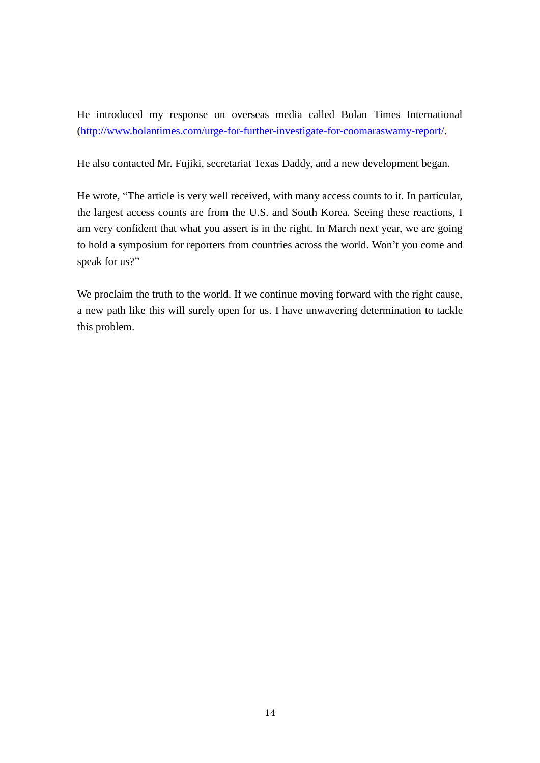He introduced my response on overseas media called Bolan Times International (http://www.bolantimes.com/urge-for-further-investigate-for-coomaraswamy-report/.

He also contacted Mr. Fujiki, secretariat Texas Daddy, and a new development began.

He wrote, "The article is very well received, with many access counts to it. In particular, the largest access counts are from the U.S. and South Korea. Seeing these reactions, I am very confident that what you assert is in the right. In March next year, we are going to hold a symposium for reporters from countries across the world. Won't you come and speak for us?"

We proclaim the truth to the world. If we continue moving forward with the right cause, a new path like this will surely open for us. I have unwavering determination to tackle this problem.